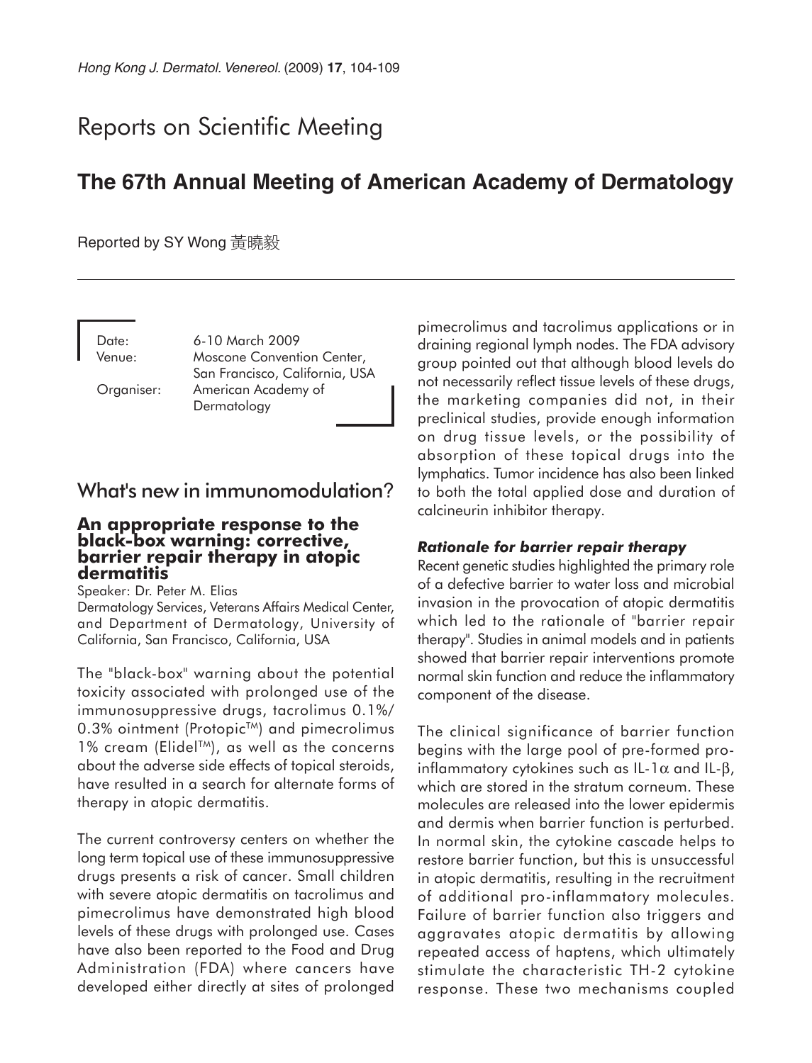# Reports on Scientific Meeting

## The 67th Annual Meeting of American Academy of Dermatology

Reported by SY Wong 黃曉毅

Date: 6-10 March 2009
Venue: Moscone Convention Center, San Francisco, California, USA
Organiser: American Academy of Dermatology

## What's new in immunomodulation?

### An appropriate response to the black-box warning: corrective, barrier repair therapy in atopic dermatitis

Speaker: Dr. Peter M. Elias
Dermatology Services, Veterans Affairs Medical Center, and Department of Dermatology, University of California, San Francisco, California, USA

The "black-box" warning about the potential toxicity associated with prolonged use of the immunosuppressive drugs, tacrolimus 0.1%/ 0.3% ointment (Protopic™) and pimecrolimus 1% cream (Elidel™), as well as the concerns about the adverse side effects of topical steroids, have resulted in a search for alternate forms of therapy in atopic dermatitis.

The current controversy centers on whether the long term topical use of these immunosuppressive drugs presents a risk of cancer. Small children with severe atopic dermatitis on tacrolimus and pimecrolimus have demonstrated high blood levels of these drugs with prolonged use. Cases have also been reported to the Food and Drug Administration (FDA) where cancers have developed either directly at sites of prolonged pimecrolimus and tacrolimus applications or in draining regional lymph nodes. The FDA advisory group pointed out that although blood levels do not necessarily reflect tissue levels of these drugs, the marketing companies did not, in their preclinical studies, provide enough information on drug tissue levels, or the possibility of absorption of these topical drugs into the lymphatics. Tumor incidence has also been linked to both the total applied dose and duration of calcineurin inhibitor therapy.

#### *Rationale for barrier repair therapy*

Recent genetic studies highlighted the primary role of a defective barrier to water loss and microbial invasion in the provocation of atopic dermatitis which led to the rationale of "barrier repair therapy". Studies in animal models and in patients showed that barrier repair interventions promote normal skin function and reduce the inflammatory component of the disease.

The clinical significance of barrier function begins with the large pool of pre-formed pro-inflammatory cytokines such as IL-1$\alpha$ and IL-$\beta$, which are stored in the stratum corneum. These molecules are released into the lower epidermis and dermis when barrier function is perturbed. In normal skin, the cytokine cascade helps to restore barrier function, but this is unsuccessful in atopic dermatitis, resulting in the recruitment of additional pro-inflammatory molecules. Failure of barrier function also triggers and aggravates atopic dermatitis by allowing repeated access of haptens, which ultimately stimulate the characteristic TH-2 cytokine response. These two mechanisms coupled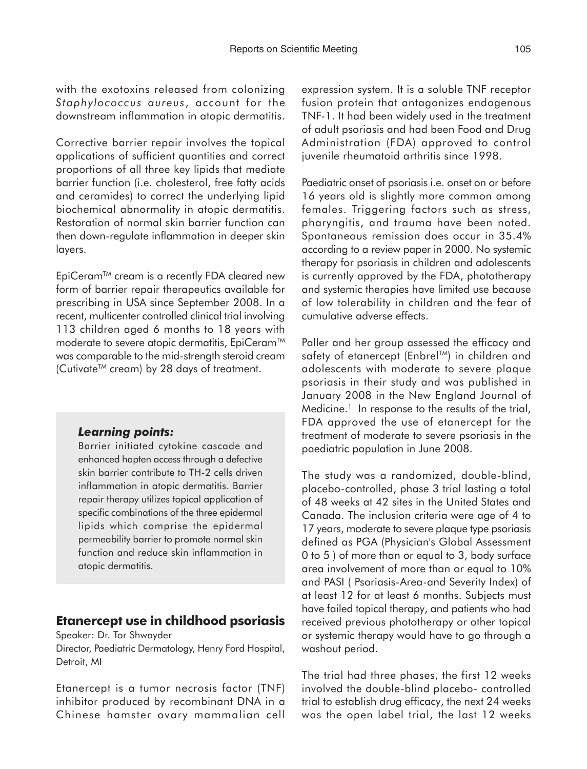with the exotoxins released from colonizing *Staphylococcus aureus*, account for the downstream inflammation in atopic dermatitis.

Corrective barrier repair involves the topical applications of sufficient quantities and correct proportions of all three key lipids that mediate barrier function (i.e. cholesterol, free fatty acids and ceramides) to correct the underlying lipid biochemical abnormality in atopic dermatitis. Restoration of normal skin barrier function can then down-regulate inflammation in deeper skin layers.

EpiCeram™ cream is a recently FDA cleared new form of barrier repair therapeutics available for prescribing in USA since September 2008. In a recent, multicenter controlled clinical trial involving 113 children aged 6 months to 18 years with moderate to severe atopic dermatitis, EpiCeram™ was comparable to the mid-strength steroid cream (Cutivate™ cream) by 28 days of treatment.

> ***Learning points:***
>
> Barrier initiated cytokine cascade and enhanced hapten access through a defective skin barrier contribute to TH-2 cells driven inflammation in atopic dermatitis. Barrier repair therapy utilizes topical application of specific combinations of the three epidermal lipids which comprise the epidermal permeability barrier to promote normal skin function and reduce skin inflammation in atopic dermatitis.

## Etanercept use in childhood psoriasis

Speaker: Dr. Tor Shwayder

Director, Paediatric Dermatology, Henry Ford Hospital, Detroit, MI

Etanercept is a tumor necrosis factor (TNF) inhibitor produced by recombinant DNA in a Chinese hamster ovary mammalian cell expression system. It is a soluble TNF receptor fusion protein that antagonizes endogenous TNF-1. It had been widely used in the treatment of adult psoriasis and had been Food and Drug Administration (FDA) approved to control juvenile rheumatoid arthritis since 1998.

Paediatric onset of psoriasis i.e. onset on or before 16 years old is slightly more common among females. Triggering factors such as stress, pharyngitis, and trauma have been noted. Spontaneous remission does occur in 35.4% according to a review paper in 2000. No systemic therapy for psoriasis in children and adolescents is currently approved by the FDA, phototherapy and systemic therapies have limited use because of low tolerability in children and the fear of cumulative adverse effects.

Paller and her group assessed the efficacy and safety of etanercept (Enbrel™) in children and adolescents with moderate to severe plaque psoriasis in their study and was published in January 2008 in the New England Journal of Medicine.[1] In response to the results of the trial, FDA approved the use of etanercept for the treatment of moderate to severe psoriasis in the paediatric population in June 2008.

The study was a randomized, double-blind, placebo-controlled, phase 3 trial lasting a total of 48 weeks at 42 sites in the United States and Canada. The inclusion criteria were age of 4 to 17 years, moderate to severe plaque type psoriasis defined as PGA (Physician's Global Assessment 0 to 5 ) of more than or equal to 3, body surface area involvement of more than or equal to 10% and PASI ( Psoriasis-Area-and Severity Index) of at least 12 for at least 6 months. Subjects must have failed topical therapy, and patients who had received previous phototherapy or other topical or systemic therapy would have to go through a washout period.

The trial had three phases, the first 12 weeks involved the double-blind placebo- controlled trial to establish drug efficacy, the next 24 weeks was the open label trial, the last 12 weeks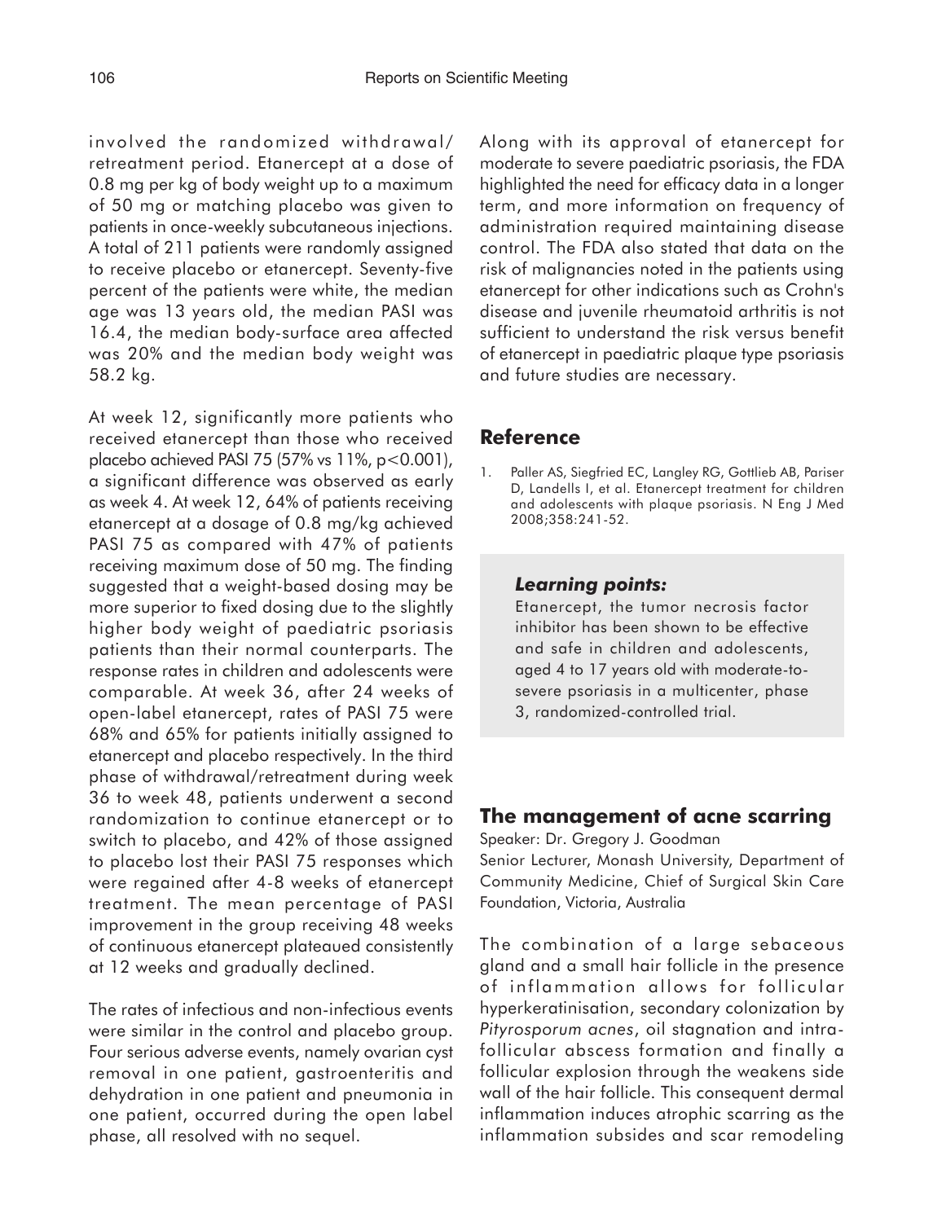involved the randomized withdrawal/retreatment period. Etanercept at a dose of 0.8 mg per kg of body weight up to a maximum of 50 mg or matching placebo was given to patients in once-weekly subcutaneous injections. A total of 211 patients were randomly assigned to receive placebo or etanercept. Seventy-five percent of the patients were white, the median age was 13 years old, the median PASI was 16.4, the median body-surface area affected was 20% and the median body weight was 58.2 kg.

At week 12, significantly more patients who received etanercept than those who received placebo achieved PASI 75 (57% vs 11%, $p<0.001$), a significant difference was observed as early as week 4. At week 12, 64% of patients receiving etanercept at a dosage of 0.8 mg/kg achieved PASI 75 as compared with 47% of patients receiving maximum dose of 50 mg. The finding suggested that a weight-based dosing may be more superior to fixed dosing due to the slightly higher body weight of paediatric psoriasis patients than their normal counterparts. The response rates in children and adolescents were comparable. At week 36, after 24 weeks of open-label etanercept, rates of PASI 75 were 68% and 65% for patients initially assigned to etanercept and placebo respectively. In the third phase of withdrawal/retreatment during week 36 to week 48, patients underwent a second randomization to continue etanercept or to switch to placebo, and 42% of those assigned to placebo lost their PASI 75 responses which were regained after 4-8 weeks of etanercept treatment. The mean percentage of PASI improvement in the group receiving 48 weeks of continuous etanercept plateaued consistently at 12 weeks and gradually declined.

The rates of infectious and non-infectious events were similar in the control and placebo group. Four serious adverse events, namely ovarian cyst removal in one patient, gastroenteritis and dehydration in one patient and pneumonia in one patient, occurred during the open label phase, all resolved with no sequel.

Along with its approval of etanercept for moderate to severe paediatric psoriasis, the FDA highlighted the need for efficacy data in a longer term, and more information on frequency of administration required maintaining disease control. The FDA also stated that data on the risk of malignancies noted in the patients using etanercept for other indications such as Crohn's disease and juvenile rheumatoid arthritis is not sufficient to understand the risk versus benefit of etanercept in paediatric plaque type psoriasis and future studies are necessary.

## Reference

1. Paller AS, Siegfried EC, Langley RG, Gottlieb AB, Pariser D, Landells I, et al. Etanercept treatment for children and adolescents with plaque psoriasis. N Eng J Med 2008;358:241-52.

> ***Learning points:***
>
> Etanercept, the tumor necrosis factor inhibitor has been shown to be effective and safe in children and adolescents, aged 4 to 17 years old with moderate-to-severe psoriasis in a multicenter, phase 3, randomized-controlled trial.

## The management of acne scarring

Speaker: Dr. Gregory J. Goodman

Senior Lecturer, Monash University, Department of Community Medicine, Chief of Surgical Skin Care Foundation, Victoria, Australia

The combination of a large sebaceous gland and a small hair follicle in the presence of inflammation allows for follicular hyperkeratinisation, secondary colonization by *Pityrosporum acnes*, oil stagnation and intra-follicular abscess formation and finally a follicular explosion through the weakens side wall of the hair follicle. This consequent dermal inflammation induces atrophic scarring as the inflammation subsides and scar remodeling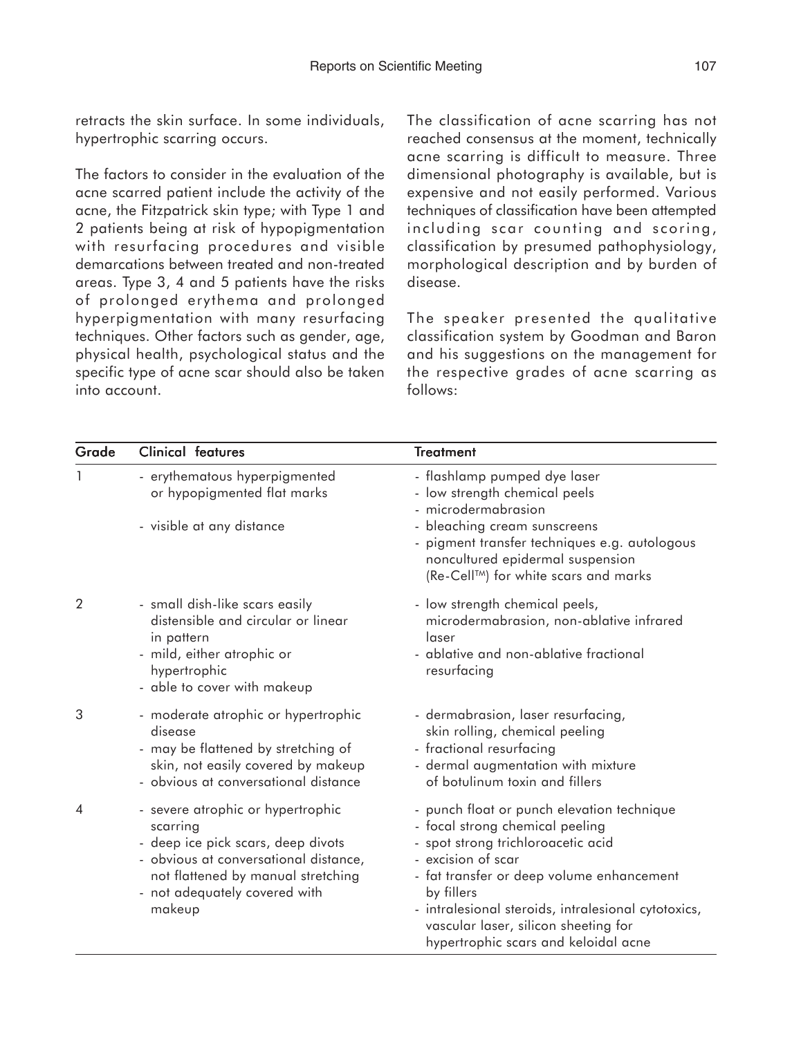retracts the skin surface. In some individuals, hypertrophic scarring occurs.

The factors to consider in the evaluation of the acne scarred patient include the activity of the acne, the Fitzpatrick skin type; with Type 1 and 2 patients being at risk of hypopigmentation with resurfacing procedures and visible demarcations between treated and non-treated areas. Type 3, 4 and 5 patients have the risks of prolonged erythema and prolonged hyperpigmentation with many resurfacing techniques. Other factors such as gender, age, physical health, psychological status and the specific type of acne scar should also be taken into account.

The classification of acne scarring has not reached consensus at the moment, technically acne scarring is difficult to measure. Three dimensional photography is available, but is expensive and not easily performed. Various techniques of classification have been attempted including scar counting and scoring, classification by presumed pathophysiology, morphological description and by burden of disease.

The speaker presented the qualitative classification system by Goodman and Baron and his suggestions on the management for the respective grades of acne scarring as follows:

| Grade | Clinical features | Treatment |
|---|---|---|
| 1 | - erythematous hyperpigmented or hypopigmented flat marks<br>- visible at any distance | - flashlamp pumped dye laser<br>- low strength chemical peels<br>- microdermabrasion<br>- bleaching cream sunscreens<br>- pigment transfer techniques e.g. autologous noncultured epidermal suspension (Re-Cell™) for white scars and marks |
| 2 | - small dish-like scars easily distensible and circular or linear in pattern<br>- mild, either atrophic or hypertrophic<br>- able to cover with makeup | - low strength chemical peels, microdermabrasion, non-ablative infrared laser<br>- ablative and non-ablative fractional resurfacing |
| 3 | - moderate atrophic or hypertrophic disease<br>- may be flattened by stretching of skin, not easily covered by makeup<br>- obvious at conversational distance | - dermabrasion, laser resurfacing, skin rolling, chemical peeling<br>- fractional resurfacing<br>- dermal augmentation with mixture of botulinum toxin and fillers |
| 4 | - severe atrophic or hypertrophic scarring<br>- deep ice pick scars, deep divots<br>- obvious at conversational distance, not flattened by manual stretching<br>- not adequately covered with makeup | - punch float or punch elevation technique<br>- focal strong chemical peeling<br>- spot strong trichloroacetic acid<br>- excision of scar<br>- fat transfer or deep volume enhancement by fillers<br>- intralesional steroids, intralesional cytotoxics, vascular laser, silicon sheeting for hypertrophic scars and keloidal acne |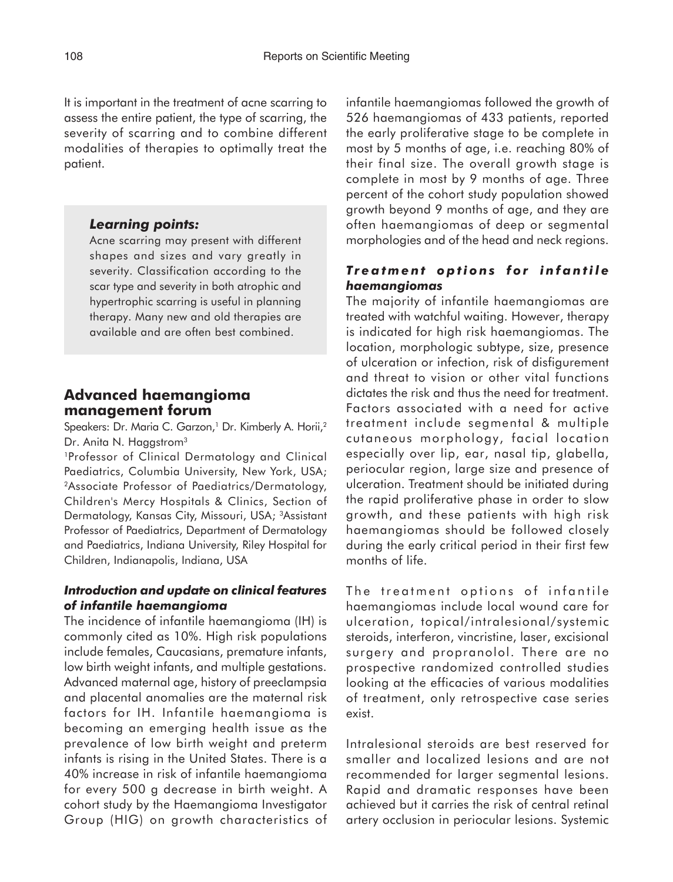It is important in the treatment of acne scarring to assess the entire patient, the type of scarring, the severity of scarring and to combine different modalities of therapies to optimally treat the patient.

> ***Learning points:***
>
> Acne scarring may present with different shapes and sizes and vary greatly in severity. Classification according to the scar type and severity in both atrophic and hypertrophic scarring is useful in planning therapy. Many new and old therapies are available and are often best combined.

## Advanced haemangioma management forum

Speakers: Dr. Maria C. Garzon,[1] Dr. Kimberly A. Horii,[2] Dr. Anita N. Haggstrom[3]

[1]Professor of Clinical Dermatology and Clinical Paediatrics, Columbia University, New York, USA; [2]Associate Professor of Paediatrics/Dermatology, Children's Mercy Hospitals & Clinics, Section of Dermatology, Kansas City, Missouri, USA; [3]Assistant Professor of Paediatrics, Department of Dermatology and Paediatrics, Indiana University, Riley Hospital for Children, Indianapolis, Indiana, USA

### *Introduction and update on clinical features of infantile haemangioma*

The incidence of infantile haemangioma (IH) is commonly cited as 10%. High risk populations include females, Caucasians, premature infants, low birth weight infants, and multiple gestations. Advanced maternal age, history of preeclampsia and placental anomalies are the maternal risk factors for IH. Infantile haemangioma is becoming an emerging health issue as the prevalence of low birth weight and preterm infants is rising in the United States. There is a 40% increase in risk of infantile haemangioma for every 500 g decrease in birth weight. A cohort study by the Haemangioma Investigator Group (HIG) on growth characteristics of infantile haemangiomas followed the growth of 526 haemangiomas of 433 patients, reported the early proliferative stage to be complete in most by 5 months of age, i.e. reaching 80% of their final size. The overall growth stage is complete in most by 9 months of age. Three percent of the cohort study population showed growth beyond 9 months of age, and they are often haemangiomas of deep or segmental morphologies and of the head and neck regions.

### *Treatment options for infantile haemangiomas*

The majority of infantile haemangiomas are treated with watchful waiting. However, therapy is indicated for high risk haemangiomas. The location, morphologic subtype, size, presence of ulceration or infection, risk of disfigurement and threat to vision or other vital functions dictates the risk and thus the need for treatment. Factors associated with a need for active treatment include segmental & multiple cutaneous morphology, facial location especially over lip, ear, nasal tip, glabella, periocular region, large size and presence of ulceration. Treatment should be initiated during the rapid proliferative phase in order to slow growth, and these patients with high risk haemangiomas should be followed closely during the early critical period in their first few months of life.

The treatment options of infantile haemangiomas include local wound care for ulceration, topical/intralesional/systemic steroids, interferon, vincristine, laser, excisional surgery and propranolol. There are no prospective randomized controlled studies looking at the efficacies of various modalities of treatment, only retrospective case series exist.

Intralesional steroids are best reserved for smaller and localized lesions and are not recommended for larger segmental lesions. Rapid and dramatic responses have been achieved but it carries the risk of central retinal artery occlusion in periocular lesions. Systemic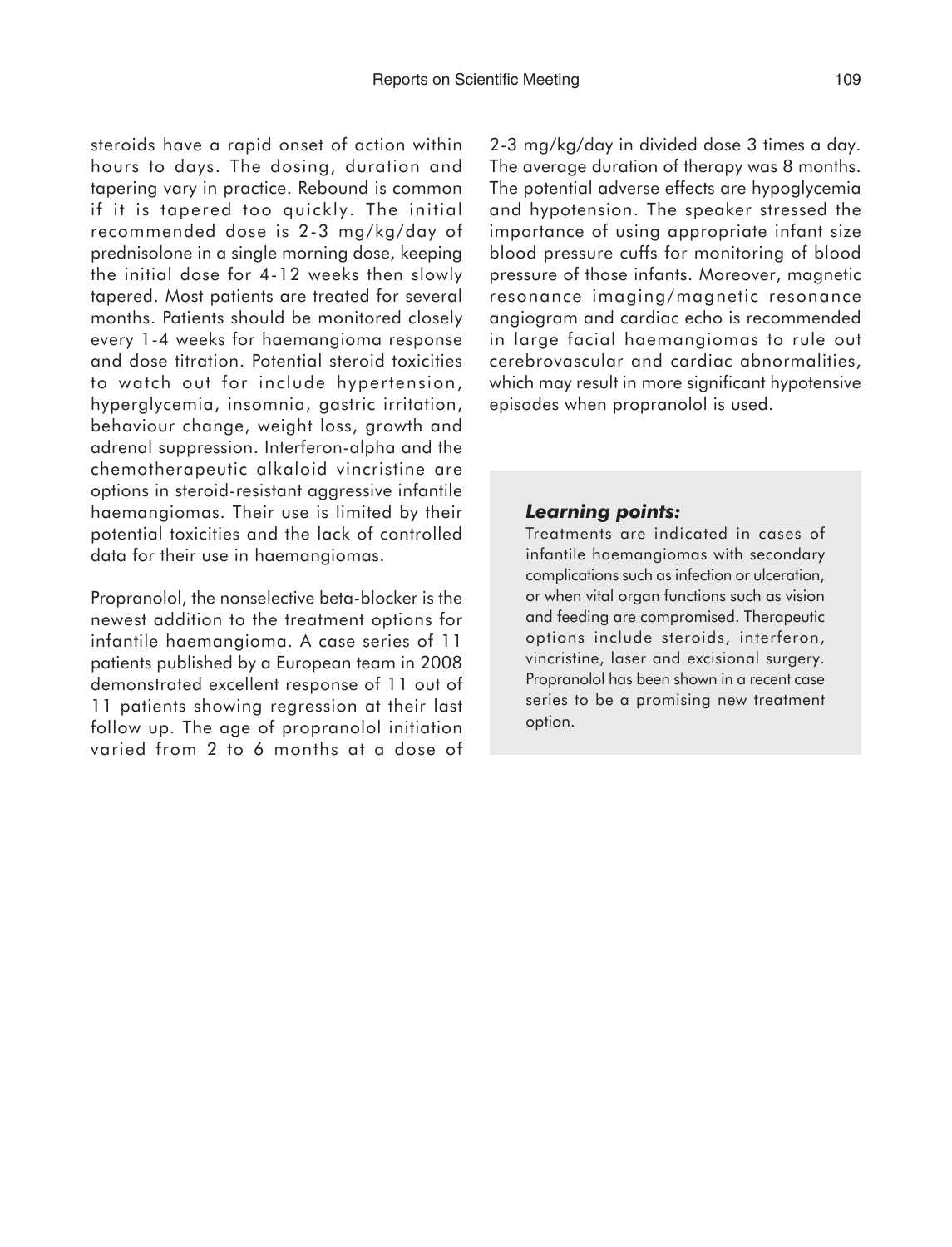steroids have a rapid onset of action within hours to days. The dosing, duration and tapering vary in practice. Rebound is common if it is tapered too quickly. The initial recommended dose is 2-3 mg/kg/day of prednisolone in a single morning dose, keeping the initial dose for 4-12 weeks then slowly tapered. Most patients are treated for several months. Patients should be monitored closely every 1-4 weeks for haemangioma response and dose titration. Potential steroid toxicities to watch out for include hypertension, hyperglycemia, insomnia, gastric irritation, behaviour change, weight loss, growth and adrenal suppression. Interferon-alpha and the chemotherapeutic alkaloid vincristine are options in steroid-resistant aggressive infantile haemangiomas. Their use is limited by their potential toxicities and the lack of controlled data for their use in haemangiomas.

Propranolol, the nonselective beta-blocker is the newest addition to the treatment options for infantile haemangioma. A case series of 11 patients published by a European team in 2008 demonstrated excellent response of 11 out of 11 patients showing regression at their last follow up. The age of propranolol initiation varied from 2 to 6 months at a dose of 2-3 mg/kg/day in divided dose 3 times a day. The average duration of therapy was 8 months. The potential adverse effects are hypoglycemia and hypotension. The speaker stressed the importance of using appropriate infant size blood pressure cuffs for monitoring of blood pressure of those infants. Moreover, magnetic resonance imaging/magnetic resonance angiogram and cardiac echo is recommended in large facial haemangiomas to rule out cerebrovascular and cardiac abnormalities, which may result in more significant hypotensive episodes when propranolol is used.

***Learning points:***

Treatments are indicated in cases of infantile haemangiomas with secondary complications such as infection or ulceration, or when vital organ functions such as vision and feeding are compromised. Therapeutic options include steroids, interferon, vincristine, laser and excisional surgery. Propranolol has been shown in a recent case series to be a promising new treatment option.